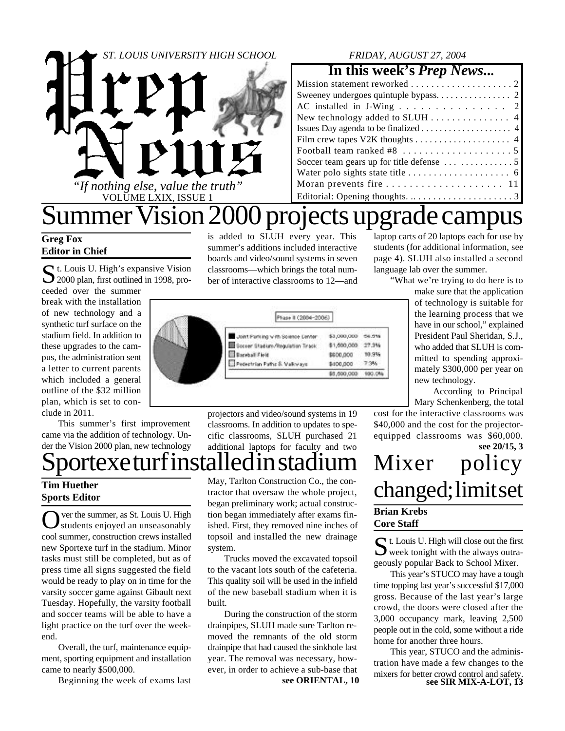# Prep News

ST. LOUIS UNIVERSITY HIGH SCHOOL — FRIDAY, AUGUST 27, 2004

*"If nothing else, value the truth"*

VOLUME LXIX, ISSUE 1

### In this week's *Prep News...*

| | |
|---|---|
| Mission statement reworked | 2 |
| Sweeney undergoes quintuple bypass | 2 |
| AC installed in J-Wing | 2 |
| New technology added to SLUH | 4 |
| Issues Day agenda to be finalized | 4 |
| Film crew tapes V2K thoughts | 4 |
| Football team ranked #8 | 5 |
| Soccer team gears up for title defense | 5 |
| Water polo sights state title | 6 |
| Moran prevents fire | 11 |
| Editorial: Opening thoughts. | 3 |

# Summer Vision 2000 projects upgrade campus

**Greg Fox**
**Editor in Chief**

St. Louis U. High's expansive Vision 2000 plan, first outlined in 1998, proceeded over the summer break with the installation of new technology and a synthetic turf surface on the stadium field. In addition to these upgrades to the campus, the administration sent a letter to current parents which included a general outline of the $32 million plan, which is set to conclude in 2011.

This summer's first improvement came via the addition of technology. Under the Vision 2000 plan, new technology is added to SLUH every year. This summer's additions included interactive boards and video/sound systems in seven classrooms—which brings the total number of interactive classrooms to 12—and projectors and video/sound systems in 19 classrooms. In addition to updates to specific classrooms, SLUH purchased 21 additional laptops for faculty and two laptop carts of 20 laptops each for use by students (for additional information, see page 4). SLUH also installed a second language lab over the summer.

| Phase II (2004–2006) | | |
|---|---|---|
| Joint Parking with Science Center | $3,000,000 | 54.5% |
| Soccer Stadium/Regulation Track | $1,500,000 | 27.3% |
| Baseball Field | $600,000 | 10.9% |
| Pedestrian Paths & Walkways | $400,000 | 7.3% |
| | $5,500,000 | 100.0% |

"What we're trying to do here is to make sure that the application of technology is suitable for the learning process that we have in our school," explained President Paul Sheridan, S.J., who added that SLUH is committed to spending approximately $300,000 per year on new technology.

According to Principal Mary Schenkenberg, the total cost for the interactive classrooms was $40,000 and the cost for the projector-equipped classrooms was $60,000.

**see 20/15, 3**

# Sportexe turf installed in stadium

**Tim Huether**
**Sports Editor**

Over the summer, as St. Louis U. High students enjoyed an unseasonably cool summer, construction crews installed new Sportexe turf in the stadium. Minor tasks must still be completed, but as of press time all signs suggested the field would be ready to play on in time for the varsity soccer game against Gibault next Tuesday. Hopefully, the varsity football and soccer teams will be able to have a light practice on the turf over the weekend.

Overall, the turf, maintenance equipment, sporting equipment and installation came to nearly $500,000.

Beginning the week of exams last May, Tarlton Construction Co., the contractor that oversaw the whole project, began preliminary work; actual construction began immediately after exams finished. First, they removed nine inches of topsoil and installed the new drainage system.

Trucks moved the excavated topsoil to the vacant lots south of the cafeteria. This quality soil will be used in the infield of the new baseball stadium when it is built.

During the construction of the storm drainpipes, SLUH made sure Tarlton removed the remnants of the old storm drainpipe that had caused the sinkhole last year. The removal was necessary, however, in order to achieve a sub-base that

**see ORIENTAL, 10**

# Mixer policy changed; limit set

**Brian Krebs**
**Core Staff**

St. Louis U. High will close out the first week tonight with the always outrageously popular Back to School Mixer.

This year's STUCO may have a tough time topping last year's successful $17,000 gross. Because of the last year's large crowd, the doors were closed after the 3,000 occupancy mark, leaving 2,500 people out in the cold, some without a ride home for another three hours.

This year, STUCO and the administration have made a few changes to the mixers for better crowd control and safety.

**see SIR MIX-A-LOT, 13**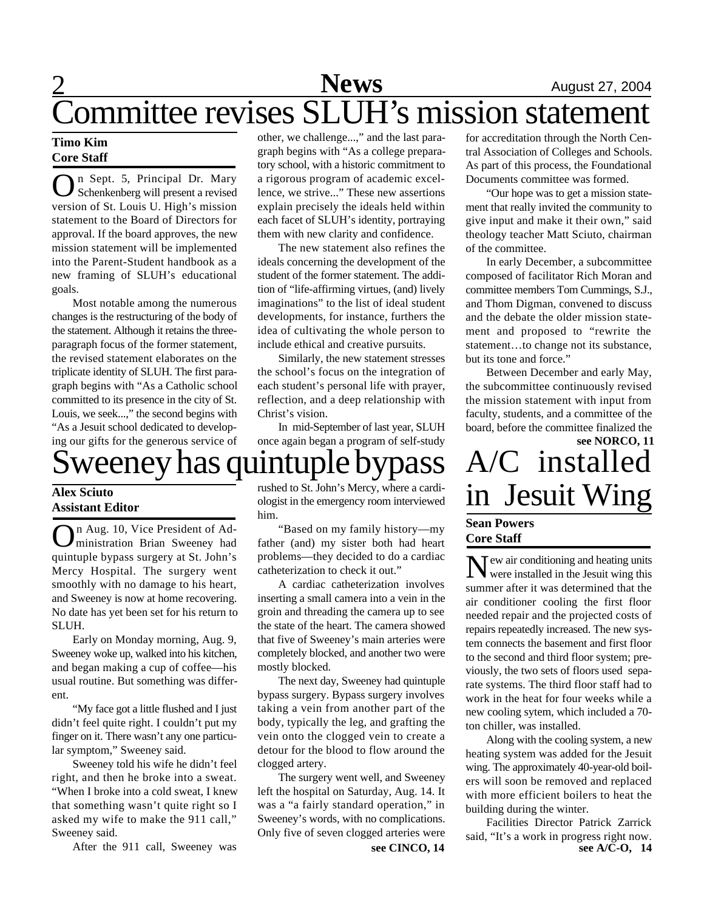# Committee revises SLUH's mission statement

**Timo Kim**
**Core Staff**

On Sept. 5, Principal Dr. Mary Schenkenberg will present a revised version of St. Louis U. High's mission statement to the Board of Directors for approval. If the board approves, the new mission statement will be implemented into the Parent-Student handbook as a new framing of SLUH's educational goals.

Most notable among the numerous changes is the restructuring of the body of the statement. Although it retains the three-paragraph focus of the former statement, the revised statement elaborates on the triplicate identity of SLUH. The first paragraph begins with "As a Catholic school committed to its presence in the city of St. Louis, we seek...," the second begins with "As a Jesuit school dedicated to developing our gifts for the generous service of other, we challenge...," and the last paragraph begins with "As a college preparatory school, with a historic commitment to a rigorous program of academic excellence, we strive..." These new assertions explain precisely the ideals held within each facet of SLUH's identity, portraying them with new clarity and confidence.

The new statement also refines the ideals concerning the development of the student of the former statement. The addition of "life-affirming virtues, (and) lively imaginations" to the list of ideal student developments, for instance, furthers the idea of cultivating the whole person to include ethical and creative pursuits.

Similarly, the new statement stresses the school's focus on the integration of each student's personal life with prayer, reflection, and a deep relationship with Christ's vision.

In mid-September of last year, SLUH once again began a program of self-study for accreditation through the North Central Association of Colleges and Schools. As part of this process, the Foundational Documents committee was formed.

"Our hope was to get a mission statement that really invited the community to give input and make it their own," said theology teacher Matt Sciuto, chairman of the committee.

In early December, a subcommittee composed of facilitator Rich Moran and committee members Tom Cummings, S.J., and Thom Digman, convened to discuss and the debate the older mission statement and proposed to "rewrite the statement…to change not its substance, but its tone and force."

Between December and early May, the subcommittee continuously revised the mission statement with input from faculty, students, and a committee of the board, before the committee finalized the

**see NORCO, 11**

# Sweeney has quintuple bypass

**Alex Sciuto**
**Assistant Editor**

On Aug. 10, Vice President of Administration Brian Sweeney had quintuple bypass surgery at St. John's Mercy Hospital. The surgery went smoothly with no damage to his heart, and Sweeney is now at home recovering. No date has yet been set for his return to SLUH.

Early on Monday morning, Aug. 9, Sweeney woke up, walked into his kitchen, and began making a cup of coffee—his usual routine. But something was different.

"My face got a little flushed and I just didn't feel quite right. I couldn't put my finger on it. There wasn't any one particular symptom," Sweeney said.

Sweeney told his wife he didn't feel right, and then he broke into a sweat. "When I broke into a cold sweat, I knew that something wasn't quite right so I asked my wife to make the 911 call," Sweeney said.

After the 911 call, Sweeney was rushed to St. John's Mercy, where a cardiologist in the emergency room interviewed him.

"Based on my family history—my father (and) my sister both had heart problems—they decided to do a cardiac catheterization to check it out."

A cardiac catheterization involves inserting a small camera into a vein in the groin and threading the camera up to see the state of the heart. The camera showed that five of Sweeney's main arteries were completely blocked, and another two were mostly blocked.

The next day, Sweeney had quintuple bypass surgery. Bypass surgery involves taking a vein from another part of the body, typically the leg, and grafting the vein onto the clogged vein to create a detour for the blood to flow around the clogged artery.

The surgery went well, and Sweeney left the hospital on Saturday, Aug. 14. It was a "a fairly standard operation," in Sweeney's words, with no complications. Only five of seven clogged arteries were

**see CINCO, 14**

# A/C installed in Jesuit Wing

**Sean Powers**
**Core Staff**

New air conditioning and heating units were installed in the Jesuit wing this summer after it was determined that the air conditioner cooling the first floor needed repair and the projected costs of repairs repeatedly increased. The new system connects the basement and first floor to the second and third floor system; previously, the two sets of floors used separate systems. The third floor staff had to work in the heat for four weeks while a new cooling sytem, which included a 70-ton chiller, was installed.

Along with the cooling system, a new heating system was added for the Jesuit wing. The approximately 40-year-old boilers will soon be removed and replaced with more efficient boilers to heat the building during the winter.

Facilities Director Patrick Zarrick said, "It's a work in progress right now.

**see A/C-O, 14**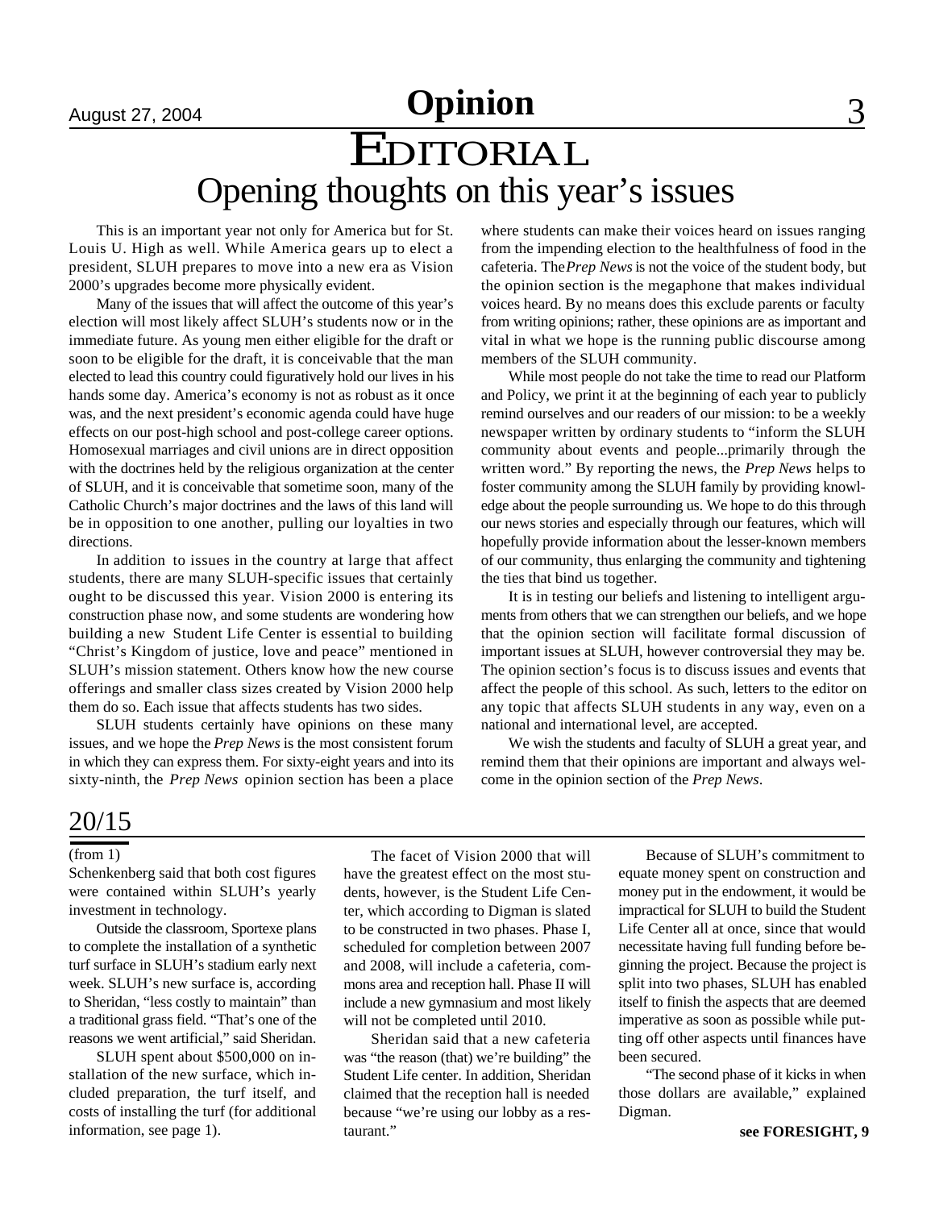# Opinion

# EDITORIAL

## Opening thoughts on this year's issues

This is an important year not only for America but for St. Louis U. High as well. While America gears up to elect a president, SLUH prepares to move into a new era as Vision 2000's upgrades become more physically evident.

Many of the issues that will affect the outcome of this year's election will most likely affect SLUH's students now or in the immediate future. As young men either eligible for the draft or soon to be eligible for the draft, it is conceivable that the man elected to lead this country could figuratively hold our lives in his hands some day. America's economy is not as robust as it once was, and the next president's economic agenda could have huge effects on our post-high school and post-college career options. Homosexual marriages and civil unions are in direct opposition with the doctrines held by the religious organization at the center of SLUH, and it is conceivable that sometime soon, many of the Catholic Church's major doctrines and the laws of this land will be in opposition to one another, pulling our loyalties in two directions.

In addition to issues in the country at large that affect students, there are many SLUH-specific issues that certainly ought to be discussed this year. Vision 2000 is entering its construction phase now, and some students are wondering how building a new Student Life Center is essential to building "Christ's Kingdom of justice, love and peace" mentioned in SLUH's mission statement. Others know how the new course offerings and smaller class sizes created by Vision 2000 help them do so. Each issue that affects students has two sides.

SLUH students certainly have opinions on these many issues, and we hope the *Prep News* is the most consistent forum in which they can express them. For sixty-eight years and into its sixty-ninth, the *Prep News* opinion section has been a place where students can make their voices heard on issues ranging from the impending election to the healthfulness of food in the cafeteria. The *Prep News* is not the voice of the student body, but the opinion section is the megaphone that makes individual voices heard. By no means does this exclude parents or faculty from writing opinions; rather, these opinions are as important and vital in what we hope is the running public discourse among members of the SLUH community.

While most people do not take the time to read our Platform and Policy, we print it at the beginning of each year to publicly remind ourselves and our readers of our mission: to be a weekly newspaper written by ordinary students to "inform the SLUH community about events and people...primarily through the written word." By reporting the news, the *Prep News* helps to foster community among the SLUH family by providing knowledge about the people surrounding us. We hope to do this through our news stories and especially through our features, which will hopefully provide information about the lesser-known members of our community, thus enlarging the community and tightening the ties that bind us together.

It is in testing our beliefs and listening to intelligent arguments from others that we can strengthen our beliefs, and we hope that the opinion section will facilitate formal discussion of important issues at SLUH, however controversial they may be. The opinion section's focus is to discuss issues and events that affect the people of this school. As such, letters to the editor on any topic that affects SLUH students in any way, even on a national and international level, are accepted.

We wish the students and faculty of SLUH a great year, and remind them that their opinions are important and always welcome in the opinion section of the *Prep News*.

## 20/15

(from 1)

Schenkenberg said that both cost figures were contained within SLUH's yearly investment in technology.

Outside the classroom, Sportexe plans to complete the installation of a synthetic turf surface in SLUH's stadium early next week. SLUH's new surface is, according to Sheridan, "less costly to maintain" than a traditional grass field. "That's one of the reasons we went artificial," said Sheridan.

SLUH spent about $500,000 on installation of the new surface, which included preparation, the turf itself, and costs of installing the turf (for additional information, see page 1).

The facet of Vision 2000 that will have the greatest effect on the most students, however, is the Student Life Center, which according to Digman is slated to be constructed in two phases. Phase I, scheduled for completion between 2007 and 2008, will include a cafeteria, commons area and reception hall. Phase II will include a new gymnasium and most likely will not be completed until 2010.

Sheridan said that a new cafeteria was "the reason (that) we're building" the Student Life center. In addition, Sheridan claimed that the reception hall is needed because "we're using our lobby as a restaurant."

Because of SLUH's commitment to equate money spent on construction and money put in the endowment, it would be impractical for SLUH to build the Student Life Center all at once, since that would necessitate having full funding before beginning the project. Because the project is split into two phases, SLUH has enabled itself to finish the aspects that are deemed imperative as soon as possible while putting off other aspects until finances have been secured.

"The second phase of it kicks in when those dollars are available," explained Digman.

**see FORESIGHT, 9**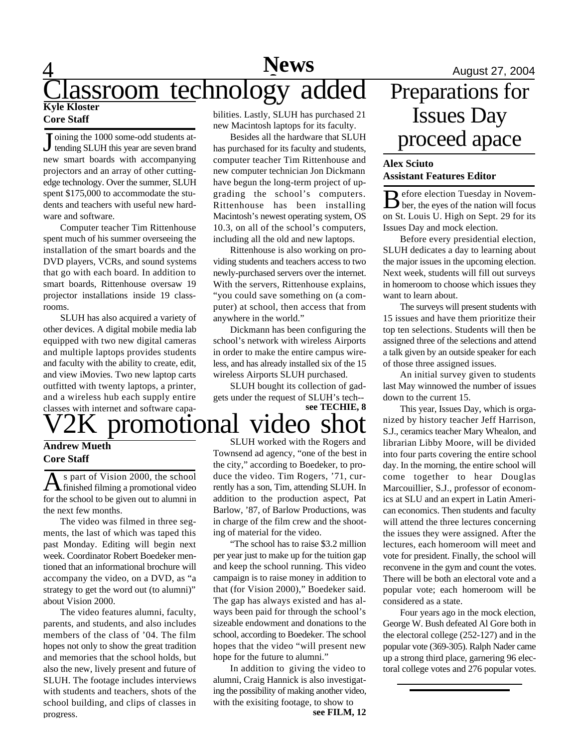# Classroom technology added

**Kyle Kloster**
**Core Staff**

Joining the 1000 some-odd students attending SLUH this year are seven brand new smart boards with accompanying projectors and an array of other cutting-edge technology. Over the summer, SLUH spent $175,000 to accommodate the students and teachers with useful new hardware and software.

Computer teacher Tim Rittenhouse spent much of his summer overseeing the installation of the smart boards and the DVD players, VCRs, and sound systems that go with each board. In addition to smart boards, Rittenhouse oversaw 19 projector installations inside 19 classrooms.

SLUH has also acquired a variety of other devices. A digital mobile media lab equipped with two new digital cameras and multiple laptops provides students and faculty with the ability to create, edit, and view iMovies. Two new laptop carts outfitted with twenty laptops, a printer, and a wireless hub each supply entire classes with internet and software capabilities. Lastly, SLUH has purchased 21 new Macintosh laptops for its faculty.

Besides all the hardware that SLUH has purchased for its faculty and students, computer teacher Tim Rittenhouse and new computer technician Jon Dickmann have begun the long-term project of upgrading the school's computers. Rittenhouse has been installing Macintosh's newest operating system, OS 10.3, on all of the school's computers, including all the old and new laptops.

Rittenhouse is also working on providing students and teachers access to two newly-purchased servers over the internet. With the servers, Rittenhouse explains, "you could save something on (a computer) at school, then access that from anywhere in the world."

Dickmann has been configuring the school's network with wireless Airports in order to make the entire campus wireless, and has already installed six of the 15 wireless Airports SLUH purchased.

SLUH bought its collection of gadgets under the request of SLUH's tech--

**see TECHIE, 8**

# V2K promotional video shot

**Andrew Mueth**
**Core Staff**

As part of Vision 2000, the school finished filming a promotional video for the school to be given out to alumni in the next few months.

The video was filmed in three segments, the last of which was taped this past Monday. Editing will begin next week. Coordinator Robert Boedeker mentioned that an informational brochure will accompany the video, on a DVD, as "a strategy to get the word out (to alumni)" about Vision 2000.

The video features alumni, faculty, parents, and students, and also includes members of the class of '04. The film hopes not only to show the great tradition and memories that the school holds, but also the new, lively present and future of SLUH. The footage includes interviews with students and teachers, shots of the school building, and clips of classes in progress.

SLUH worked with the Rogers and Townsend ad agency, "one of the best in the city," according to Boedeker, to produce the video. Tim Rogers, '71, currently has a son, Tim, attending SLUH. In addition to the production aspect, Pat Barlow, '87, of Barlow Productions, was in charge of the film crew and the shooting of material for the video.

"The school has to raise $3.2 million per year just to make up for the tuition gap and keep the school running. This video campaign is to raise money in addition to that (for Vision 2000)," Boedeker said. The gap has always existed and has always been paid for through the school's sizeable endowment and donations to the school, according to Boedeker. The school hopes that the video "will present new hope for the future to alumni."

In addition to giving the video to alumni, Craig Hannick is also investigating the possibility of making another video, with the exisiting footage, to show to

**see FILM, 12**

# Preparations for Issues Day proceed apace

**Alex Sciuto**
**Assistant Features Editor**

Before election Tuesday in November, the eyes of the nation will focus on St. Louis U. High on Sept. 29 for its Issues Day and mock election.

Before every presidential election, SLUH dedicates a day to learning about the major issues in the upcoming election. Next week, students will fill out surveys in homeroom to choose which issues they want to learn about.

The surveys will present students with 15 issues and have them prioritize their top ten selections. Students will then be assigned three of the selections and attend a talk given by an outside speaker for each of those three assigned issues.

An initial survey given to students last May winnowed the number of issues down to the current 15.

This year, Issues Day, which is organized by history teacher Jeff Harrison, S.J., ceramics teacher Mary Whealon, and librarian Libby Moore, will be divided into four parts covering the entire school day. In the morning, the entire school will come together to hear Douglas Marcouillier, S.J., professor of economics at SLU and an expert in Latin American economics. Then students and faculty will attend the three lectures concerning the issues they were assigned. After the lectures, each homeroom will meet and vote for president. Finally, the school will reconvene in the gym and count the votes. There will be both an electoral vote and a popular vote; each homeroom will be considered as a state.

Four years ago in the mock election, George W. Bush defeated Al Gore both in the electoral college (252-127) and in the popular vote (369-305). Ralph Nader came up a strong third place, garnering 96 electoral college votes and 276 popular votes.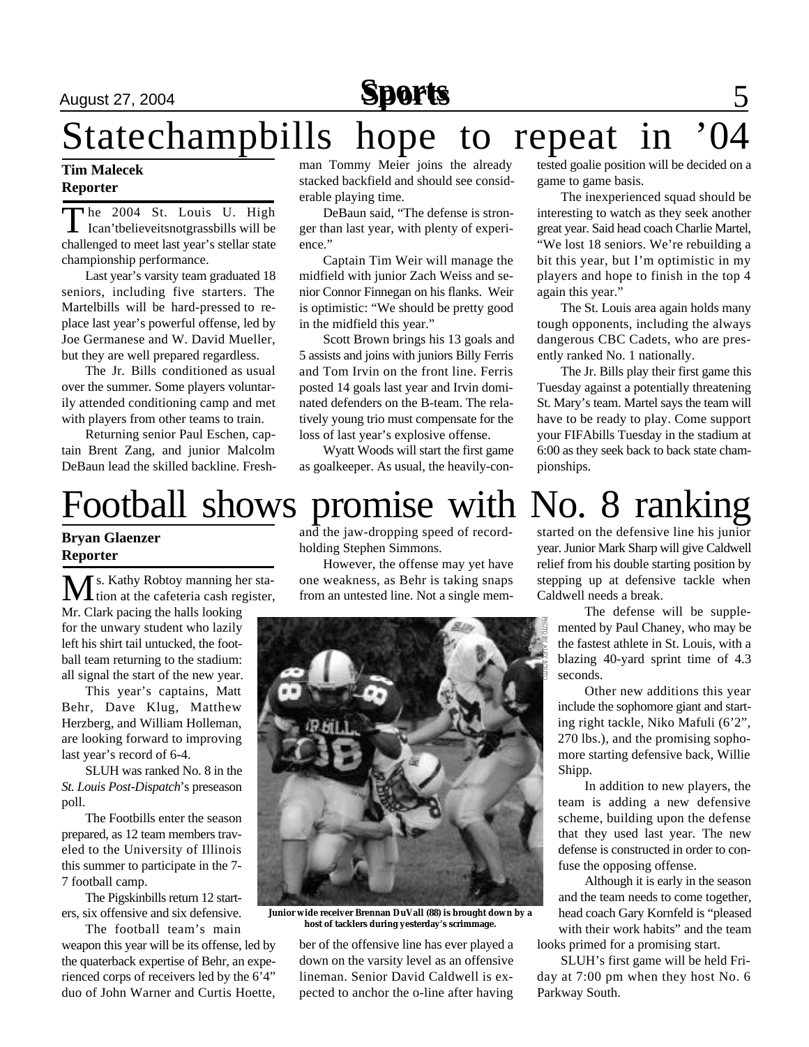# Statechampbills hope to repeat in '04

**Tim Malecek**
**Reporter**

The 2004 St. Louis U. High Ican'tbelieveitsnotgrassbills will be challenged to meet last year's stellar state championship performance.

Last year's varsity team graduated 18 seniors, including five starters. The Martelbills will be hard-pressed to replace last year's powerful offense, led by Joe Germanese and W. David Mueller, but they are well prepared regardless.

The Jr. Bills conditioned as usual over the summer. Some players voluntarily attended conditioning camp and met with players from other teams to train.

Returning senior Paul Eschen, captain Brent Zang, and junior Malcolm DeBaun lead the skilled backline. Freshman Tommy Meier joins the already stacked backfield and should see considerable playing time.

DeBaun said, "The defense is stronger than last year, with plenty of experience."

Captain Tim Weir will manage the midfield with junior Zach Weiss and senior Connor Finnegan on his flanks. Weir is optimistic: "We should be pretty good in the midfield this year."

Scott Brown brings his 13 goals and 5 assists and joins with juniors Billy Ferris and Tom Irvin on the front line. Ferris posted 14 goals last year and Irvin dominated defenders on the B-team. The relatively young trio must compensate for the loss of last year's explosive offense.

Wyatt Woods will start the first game as goalkeeper. As usual, the heavily-contested goalie position will be decided on a game to game basis.

The inexperienced squad should be interesting to watch as they seek another great year. Said head coach Charlie Martel, "We lost 18 seniors. We're rebuilding a bit this year, but I'm optimistic in my players and hope to finish in the top 4 again this year."

The St. Louis area again holds many tough opponents, including the always dangerous CBC Cadets, who are presently ranked No. 1 nationally.

The Jr. Bills play their first game this Tuesday against a potentially threatening St. Mary's team. Martel says the team will have to be ready to play. Come support your FIFAbills Tuesday in the stadium at 6:00 as they seek back to back state championships.

# Football shows promise with No. 8 ranking

**Bryan Glaenzer**
**Reporter**

Ms. Kathy Robtoy manning her station at the cafeteria cash register, Mr. Clark pacing the halls looking for the unwary student who lazily left his shirt tail untucked, the football team returning to the stadium: all signal the start of the new year.

This year's captains, Matt Behr, Dave Klug, Matthew Herzberg, and William Holleman, are looking forward to improving last year's record of 6-4.

SLUH was ranked No. 8 in the *St. Louis Post-Dispatch*'s preseason poll.

The Footbills enter the season prepared, as 12 team members traveled to the University of Illinois this summer to participate in the 7-7 football camp.

The Pigskinbills return 12 starters, six offensive and six defensive.

The football team's main weapon this year will be its offense, led by the quaterback expertise of Behr, an experienced corps of receivers led by the 6'4" duo of John Warner and Curtis Hoette, and the jaw-dropping speed of record-holding Stephen Simmons.

However, the offense may yet have one weakness, as Behr is taking snaps from an untested line. Not a single member of the offensive line has ever played a down on the varsity level as an offensive lineman. Senior David Caldwell is expected to anchor the o-line after having started on the defensive line his junior year. Junior Mark Sharp will give Caldwell relief from his double starting position by stepping up at defensive tackle when Caldwell needs a break.

**Junior wide receiver Brennan DuVall (88) is brought down by a host of tacklers during yesterday's scrimmage.**

The defense will be supplemented by Paul Chaney, who may be the fastest athlete in St. Louis, with a blazing 40-yard sprint time of 4.3 seconds.

Other new additions this year include the sophomore giant and starting right tackle, Niko Mafuli (6'2", 270 lbs.), and the promising sophomore starting defensive back, Willie Shipp.

In addition to new players, the team is adding a new defensive scheme, building upon the defense that they used last year. The new defense is constructed in order to confuse the opposing offense.

Although it is early in the season and the team needs to come together, head coach Gary Kornfeld is "pleased with their work habits" and the team looks primed for a promising start.

SLUH's first game will be held Friday at 7:00 pm when they host No. 6 Parkway South.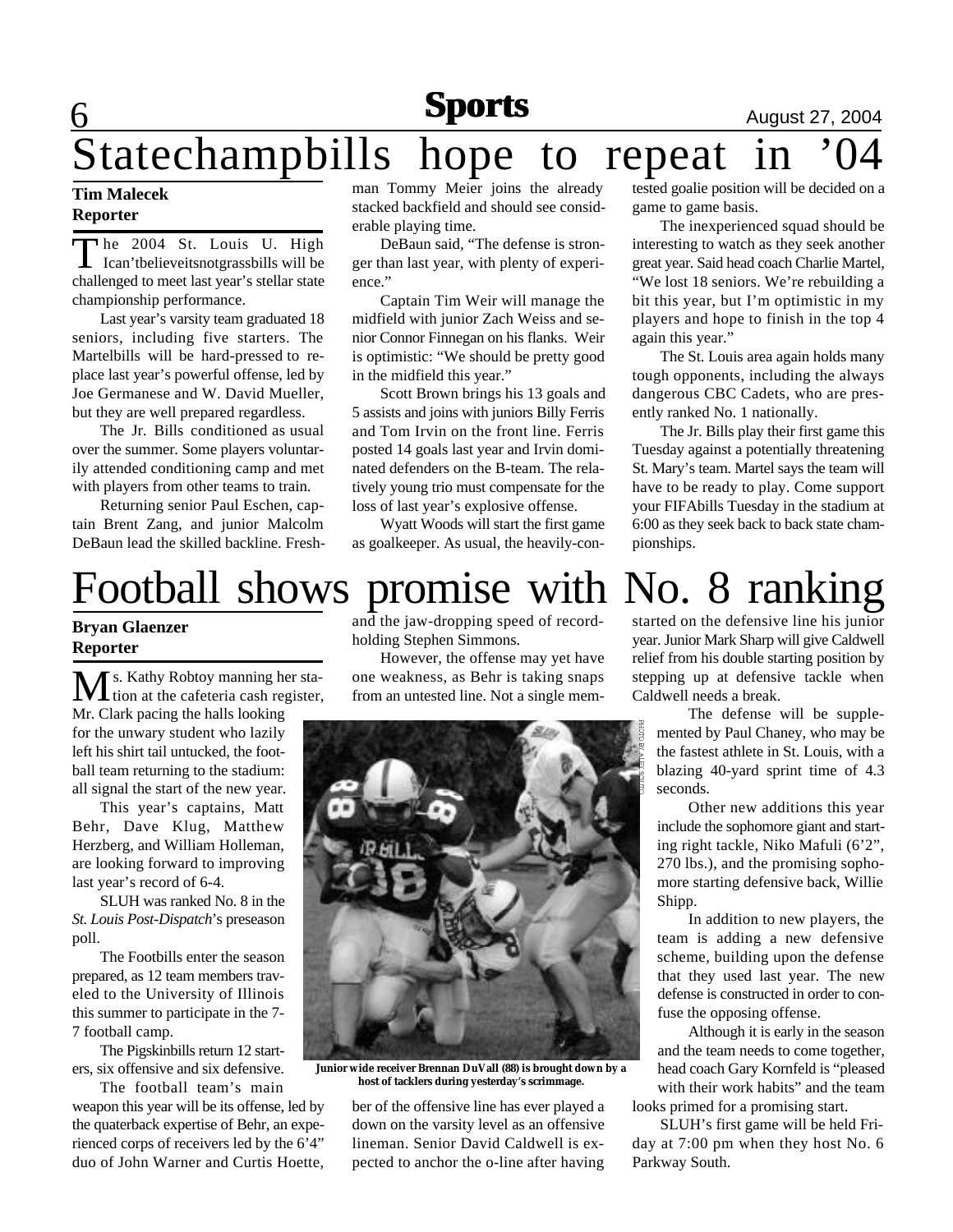# Statechampbills hope to repeat in '04

**Tim Malecek**
**Reporter**

The 2004 St. Louis U. High Ican'tbelieveitsnotgrassbills will be challenged to meet last year's stellar state championship performance.

Last year's varsity team graduated 18 seniors, including five starters. The Martelbills will be hard-pressed to replace last year's powerful offense, led by Joe Germanese and W. David Mueller, but they are well prepared regardless.

The Jr. Bills conditioned as usual over the summer. Some players voluntarily attended conditioning camp and met with players from other teams to train.

Returning senior Paul Eschen, captain Brent Zang, and junior Malcolm DeBaun lead the skilled backline. Freshman Tommy Meier joins the already stacked backfield and should see considerable playing time.

DeBaun said, "The defense is stronger than last year, with plenty of experience."

Captain Tim Weir will manage the midfield with junior Zach Weiss and senior Connor Finnegan on his flanks. Weir is optimistic: "We should be pretty good in the midfield this year."

Scott Brown brings his 13 goals and 5 assists and joins with juniors Billy Ferris and Tom Irvin on the front line. Ferris posted 14 goals last year and Irvin dominated defenders on the B-team. The relatively young trio must compensate for the loss of last year's explosive offense.

Wyatt Woods will start the first game as goalkeeper. As usual, the heavily-contested goalie position will be decided on a game to game basis.

The inexperienced squad should be interesting to watch as they seek another great year. Said head coach Charlie Martel, "We lost 18 seniors. We're rebuilding a bit this year, but I'm optimistic in my players and hope to finish in the top 4 again this year."

The St. Louis area again holds many tough opponents, including the always dangerous CBC Cadets, who are presently ranked No. 1 nationally.

The Jr. Bills play their first game this Tuesday against a potentially threatening St. Mary's team. Martel says the team will have to be ready to play. Come support your FIFAbills Tuesday in the stadium at 6:00 as they seek back to back state championships.

# Football shows promise with No. 8 ranking

**Bryan Glaenzer**
**Reporter**

Ms. Kathy Robtoy manning her station at the cafeteria cash register, Mr. Clark pacing the halls looking for the unwary student who lazily left his shirt tail untucked, the football team returning to the stadium: all signal the start of the new year.

This year's captains, Matt Behr, Dave Klug, Matthew Herzberg, and William Holleman, are looking forward to improving last year's record of 6-4.

SLUH was ranked No. 8 in the *St. Louis Post-Dispatch*'s preseason poll.

The Footbills enter the season prepared, as 12 team members traveled to the University of Illinois this summer to participate in the 7-7 football camp.

The Pigskinbills return 12 starters, six offensive and six defensive.

The football team's main weapon this year will be its offense, led by the quaterback expertise of Behr, an experienced corps of receivers led by the 6'4" duo of John Warner and Curtis Hoette, and the jaw-dropping speed of record-holding Stephen Simmons.

However, the offense may yet have one weakness, as Behr is taking snaps from an untested line. Not a single member of the offensive line has ever played a down on the varsity level as an offensive lineman. Senior David Caldwell is expected to anchor the o-line after having started on the defensive line his junior year. Junior Mark Sharp will give Caldwell relief from his double starting position by stepping up at defensive tackle when Caldwell needs a break.

PHOTO BY ALEX SPITO

Junior wide receiver Brennan DuVall (88) is brought down by a host of tacklers during yesterday's scrimmage.

The defense will be supplemented by Paul Chaney, who may be the fastest athlete in St. Louis, with a blazing 40-yard sprint time of 4.3 seconds.

Other new additions this year include the sophomore giant and starting right tackle, Niko Mafuli (6'2", 270 lbs.), and the promising sophomore starting defensive back, Willie Shipp.

In addition to new players, the team is adding a new defensive scheme, building upon the defense that they used last year. The new defense is constructed in order to confuse the opposing offense.

Although it is early in the season and the team needs to come together, head coach Gary Kornfeld is "pleased with their work habits" and the team looks primed for a promising start.

SLUH's first game will be held Friday at 7:00 pm when they host No. 6 Parkway South.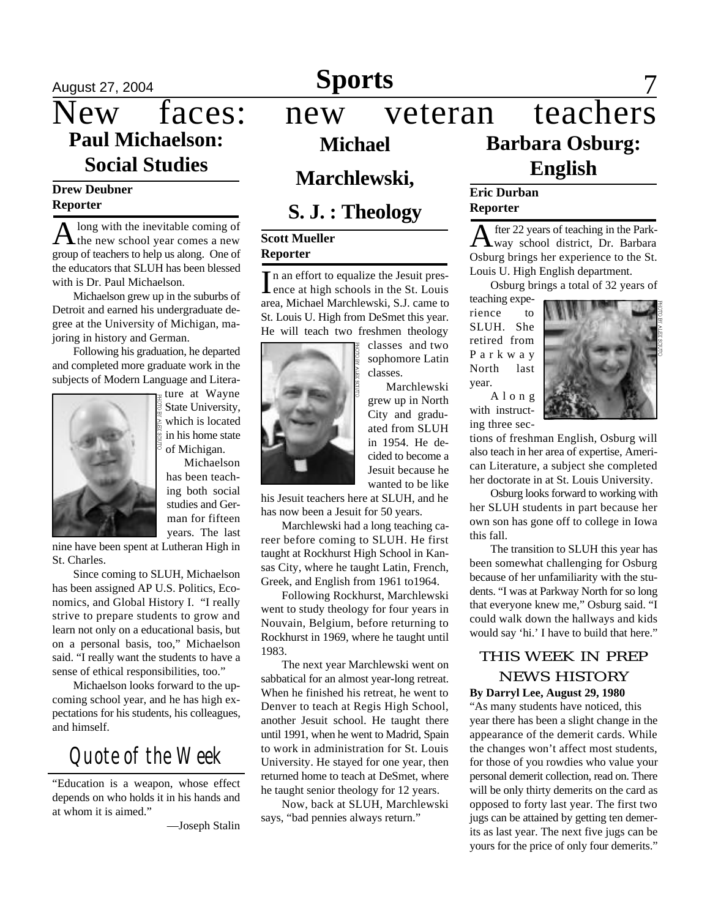# New faces: new veteran teachers

## Paul Michaelson: Social Studies

**Drew Deubner**
**Reporter**

Along with the inevitable coming of the new school year comes a new group of teachers to help us along. One of the educators that SLUH has been blessed with is Dr. Paul Michaelson.

Michaelson grew up in the suburbs of Detroit and earned his undergraduate degree at the University of Michigan, majoring in history and German.

Following his graduation, he departed and completed more graduate work in the subjects of Modern Language and Literature at Wayne State University, which is located in his home state of Michigan.

PHOTO BY ALEX SOUTO

Michaelson has been teaching both social studies and German for fifteen years. The last nine have been spent at Lutheran High in St. Charles.

Since coming to SLUH, Michaelson has been assigned AP U.S. Politics, Economics, and Global History I. "I really strive to prepare students to grow and learn not only on a educational basis, but on a personal basis, too," Michaelson said. "I really want the students to have a sense of ethical responsibilities, too."

Michaelson looks forward to the upcoming school year, and he has high expectations for his students, his colleagues, and himself.

## Quote of the Week

"Education is a weapon, whose effect depends on who holds it in his hands and at whom it is aimed."

—Joseph Stalin

## Michael Marchlewski, S. J. : Theology

**Scott Mueller**
**Reporter**

In an effort to equalize the Jesuit presence at high schools in the St. Louis area, Michael Marchlewski, S.J. came to St. Louis U. High from DeSmet this year. He will teach two freshmen theology classes and two sophomore Latin classes.

PHOTO BY ALEX SOUTO

Marchlewski grew up in North City and graduated from SLUH in 1954. He decided to become a Jesuit because he wanted to be like his Jesuit teachers here at SLUH, and he has now been a Jesuit for 50 years.

Marchlewski had a long teaching career before coming to SLUH. He first taught at Rockhurst High School in Kansas City, where he taught Latin, French, Greek, and English from 1961 to1964.

Following Rockhurst, Marchlewski went to study theology for four years in Nouvain, Belgium, before returning to Rockhurst in 1969, where he taught until 1983.

The next year Marchlewski went on sabbatical for an almost year-long retreat. When he finished his retreat, he went to Denver to teach at Regis High School, another Jesuit school. He taught there until 1991, when he went to Madrid, Spain to work in administration for St. Louis University. He stayed for one year, then returned home to teach at DeSmet, where he taught senior theology for 12 years.

Now, back at SLUH, Marchlewski says, "bad pennies always return."

## Barbara Osburg: English

**Eric Durban**
**Reporter**

After 22 years of teaching in the Parkway school district, Dr. Barbara Osburg brings her experience to the St. Louis U. High English department.

Osburg brings a total of 32 years of teaching experience to SLUH. She retired from Parkway North last year.

PHOTO BY ALEX SOUTO

Along with instructing three sections of freshman English, Osburg will also teach in her area of expertise, American Literature, a subject she completed her doctorate in at St. Louis University.

Osburg looks forward to working with her SLUH students in part because her own son has gone off to college in Iowa this fall.

The transition to SLUH this year has been somewhat challenging for Osburg because of her unfamiliarity with the students. "I was at Parkway North for so long that everyone knew me," Osburg said. "I could walk down the hallways and kids would say 'hi.' I have to build that here."

## THIS WEEK IN PREP NEWS HISTORY

**By Darryl Lee, August 29, 1980**

"As many students have noticed, this year there has been a slight change in the appearance of the demerit cards. While the changes won't affect most students, for those of you rowdies who value your personal demerit collection, read on. There will be only thirty demerits on the card as opposed to forty last year. The first two jugs can be attained by getting ten demerits as last year. The next five jugs can be yours for the price of only four demerits."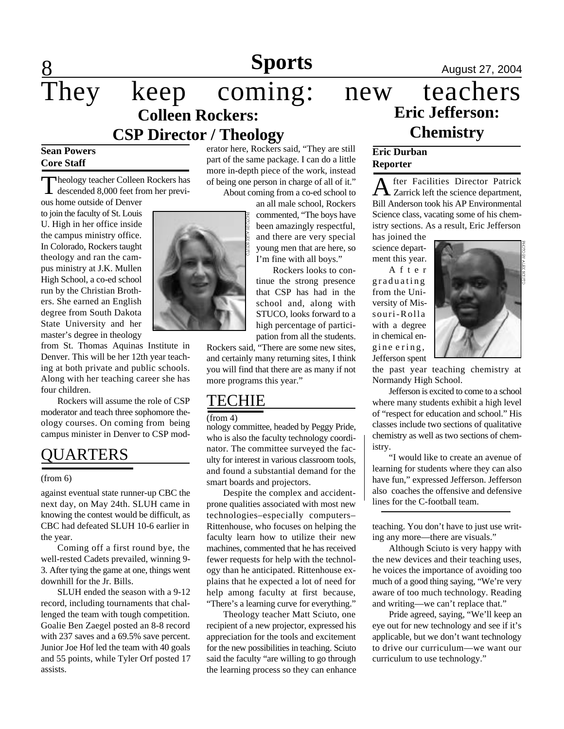# They keep coming: new teachers

## Colleen Rockers: CSP Director / Theology

**Sean Powers**
**Core Staff**

Theology teacher Colleen Rockers has descended 8,000 feet from her previous home outside of Denver to join the faculty of St. Louis U. High in her office inside the campus ministry office. In Colorado, Rockers taught theology and ran the campus ministry at J.K. Mullen High School, a co-ed school run by the Christian Brothers. She earned an English degree from South Dakota State University and her master's degree in theology from St. Thomas Aquinas Institute in Denver. This will be her 12th year teaching at both private and public schools. Along with her teaching career she has four children.

Rockers will assume the role of CSP moderator and teach three sophomore theology courses. On coming from being campus minister in Denver to CSP moderator here, Rockers said, "They are still part of the same package. I can do a little more in-depth piece of the work, instead of being one person in charge of all of it."

About coming from a co-ed school to an all male school, Rockers commented, "The boys have been amazingly respectful, and there are very special young men that are here, so I'm fine with all boys."

Rockers looks to continue the strong presence that CSP has had in the school and, along with STUCO, looks forward to a high percentage of participation from all the students. Rockers said, "There are some new sites, and certainly many returning sites, I think you will find that there are as many if not more programs this year."

PHOTO BY ALEX SCIUTO

## Eric Jefferson: Chemistry

**Eric Durban**
**Reporter**

After Facilities Director Patrick Zarrick left the science department, Bill Anderson took his AP Environmental Science class, vacating some of his chemistry sections. As a result, Eric Jefferson has joined the science department this year.

After graduating from the University of Missouri-Rolla with a degree in chemical engineering, Jefferson spent the past year teaching chemistry at Normandy High School.

Jefferson is excited to come to a school where many students exhibit a high level of "respect for education and school." His classes include two sections of qualitative chemistry as well as two sections of chemistry.

"I would like to create an avenue of learning for students where they can also have fun," expressed Jefferson. Jefferson also coaches the offensive and defensive lines for the C-football team.

PHOTO BY ALEX SCIUTO

## QUARTERS

(from 6)

against eventual state runner-up CBC the next day, on May 24th. SLUH came in knowing the contest would be difficult, as CBC had defeated SLUH 10-6 earlier in the year.

Coming off a first round bye, the well-rested Cadets prevailed, winning 9-3. After tying the game at one, things went downhill for the Jr. Bills.

SLUH ended the season with a 9-12 record, including tournaments that challenged the team with tough competition. Goalie Ben Zaegel posted an 8-8 record with 237 saves and a 69.5% save percent. Junior Joe Hof led the team with 40 goals and 55 points, while Tyler Orf posted 17 assists.

## TECHIE

(from 4)

nology committee, headed by Peggy Pride, who is also the faculty technology coordinator. The committee surveyed the faculty for interest in various classroom tools, and found a substantial demand for the smart boards and projectors.

Despite the complex and accident-prone qualities associated with most new technologies–especially computers–Rittenhouse, who focuses on helping the faculty learn how to utilize their new machines, commented that he has received fewer requests for help with the technology than he anticipated. Rittenhouse explains that he expected a lot of need for help among faculty at first because, "There's a learning curve for everything."

Theology teacher Matt Sciuto, one recipient of a new projector, expressed his appreciation for the tools and excitement for the new possibilities in teaching. Sciuto said the faculty "are willing to go through the learning process so they can enhance teaching. You don't have to just use writing any more—there are visuals."

Although Sciuto is very happy with the new devices and their teaching uses, he voices the importance of avoiding too much of a good thing saying, "We're very aware of too much technology. Reading and writing—we can't replace that."

Pride agreed, saying, "We'll keep an eye out for new technology and see if it's applicable, but we don't want technology to drive our curriculum—we want our curriculum to use technology."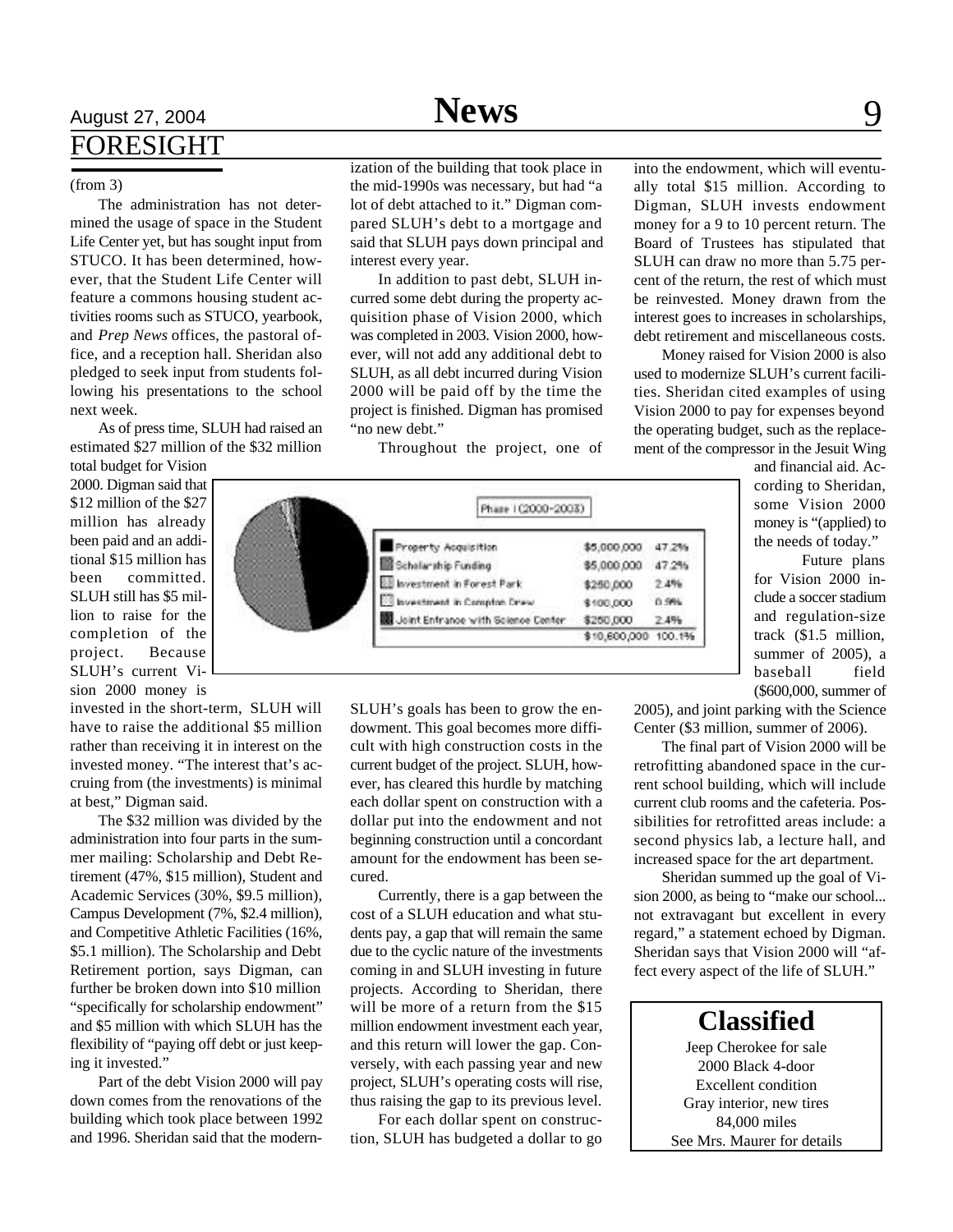# FORESIGHT

(from 3)

The administration has not determined the usage of space in the Student Life Center yet, but has sought input from STUCO. It has been determined, however, that the Student Life Center will feature a commons housing student activities rooms such as STUCO, yearbook, and *Prep News* offices, the pastoral office, and a reception hall. Sheridan also pledged to seek input from students following his presentations to the school next week.

As of press time, SLUH had raised an estimated $27 million of the $32 million total budget for Vision 2000. Digman said that $12 million of the $27 million has already been paid and an additional $15 million has been committed. SLUH still has $5 million to raise for the completion of the project. Because SLUH's current Vision 2000 money is invested in the short-term, SLUH will have to raise the additional $5 million rather than receiving it in interest on the invested money. "The interest that's accruing from (the investments) is minimal at best," Digman said.

The $32 million was divided by the administration into four parts in the summer mailing: Scholarship and Debt Retirement (47%, $15 million), Student and Academic Services (30%, $9.5 million), Campus Development (7%, $2.4 million), and Competitive Athletic Facilities (16%, $5.1 million). The Scholarship and Debt Retirement portion, says Digman, can further be broken down into $10 million "specifically for scholarship endowment" and $5 million with which SLUH has the flexibility of "paying off debt or just keeping it invested."

Part of the debt Vision 2000 will pay down comes from the renovations of the building which took place between 1992 and 1996. Sheridan said that the modernization of the building that took place in the mid-1990s was necessary, but had "a lot of debt attached to it." Digman compared SLUH's debt to a mortgage and said that SLUH pays down principal and interest every year.

In addition to past debt, SLUH incurred some debt during the property acquisition phase of Vision 2000, which was completed in 2003. Vision 2000, however, will not add any additional debt to SLUH, as all debt incurred during Vision 2000 will be paid off by the time the project is finished. Digman has promised "no new debt."

Throughout the project, one of SLUH's goals has been to grow the endowment. This goal becomes more difficult with high construction costs in the current budget of the project. SLUH, however, has cleared this hurdle by matching each dollar spent on construction with a dollar put into the endowment and not beginning construction until a concordant amount for the endowment has been secured.

Phase I (2000-2003)

| | | |
|---|---|---|
| Property Acquisition | $5,000,000 | 47.2% |
| Scholarship Funding | $5,000,000 | 47.2% |
| Investment in Forest Park | $250,000 | 2.4% |
| Investment in Compton Drew | $100,000 | 0.9% |
| Joint Entrance with Science Center | $250,000 | 2.4% |
| | $10,600,000 | 100.1% |

Currently, there is a gap between the cost of a SLUH education and what students pay, a gap that will remain the same due to the cyclic nature of the investments coming in and SLUH investing in future projects. According to Sheridan, there will be more of a return from the $15 million endowment investment each year, and this return will lower the gap. Conversely, with each passing year and new project, SLUH's operating costs will rise, thus raising the gap to its previous level.

For each dollar spent on construction, SLUH has budgeted a dollar to go into the endowment, which will eventually total $15 million. According to Digman, SLUH invests endowment money for a 9 to 10 percent return. The Board of Trustees has stipulated that SLUH can draw no more than 5.75 percent of the return, the rest of which must be reinvested. Money drawn from the interest goes to increases in scholarships, debt retirement and miscellaneous costs.

Money raised for Vision 2000 is also used to modernize SLUH's current facilities. Sheridan cited examples of using Vision 2000 to pay for expenses beyond the operating budget, such as the replacement of the compressor in the Jesuit Wing and financial aid. According to Sheridan, some Vision 2000 money is "(applied) to the needs of today."

Future plans for Vision 2000 include a soccer stadium and regulation-size track ($1.5 million, summer of 2005), a baseball field ($600,000, summer of 2005), and joint parking with the Science Center ($3 million, summer of 2006).

The final part of Vision 2000 will be retrofitting abandoned space in the current school building, which will include current club rooms and the cafeteria. Possibilities for retrofitted areas include: a second physics lab, a lecture hall, and increased space for the art department.

Sheridan summed up the goal of Vision 2000, as being to "make our school... not extravagant but excellent in every regard," a statement echoed by Digman. Sheridan says that Vision 2000 will "affect every aspect of the life of SLUH."

## Classified

Jeep Cherokee for sale
2000 Black 4-door
Excellent condition
Gray interior, new tires
84,000 miles
See Mrs. Maurer for details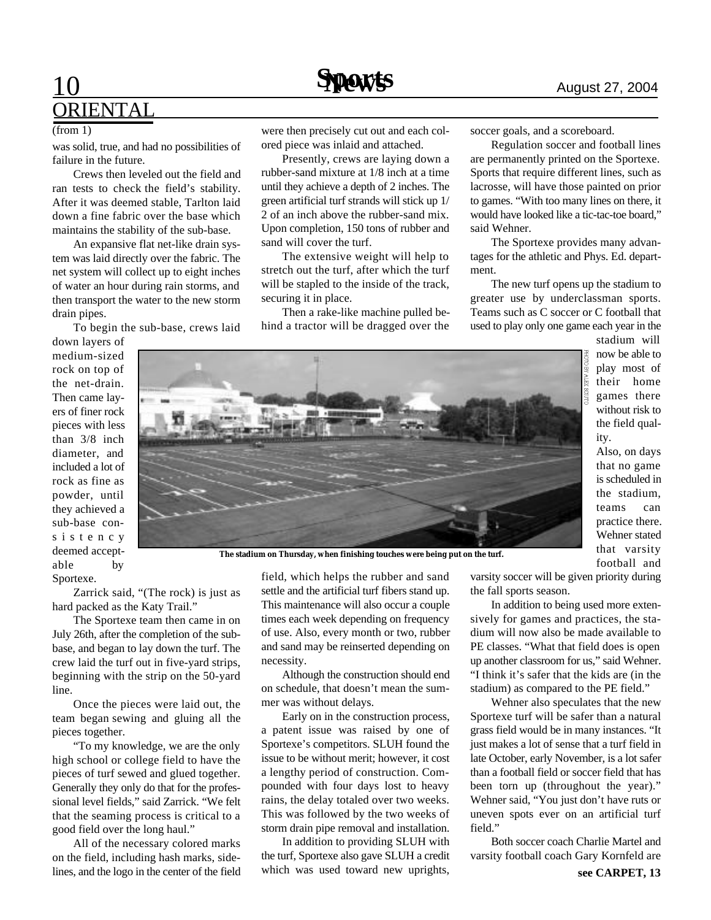## ORIENTAL

(from 1)

was solid, true, and had no possibilities of failure in the future.

Crews then leveled out the field and ran tests to check the field's stability. After it was deemed stable, Tarlton laid down a fine fabric over the base which maintains the stability of the sub-base.

An expansive flat net-like drain system was laid directly over the fabric. The net system will collect up to eight inches of water an hour during rain storms, and then transport the water to the new storm drain pipes.

To begin the sub-base, crews laid down layers of medium-sized rock on top of the net-drain. Then came layers of finer rock pieces with less than 3/8 inch diameter, and included a lot of rock as fine as powder, until they achieved a sub-base consistency deemed acceptable by Sportexe.

Zarrick said, "(The rock) is just as hard packed as the Katy Trail."

The Sportexe team then came in on July 26th, after the completion of the sub-base, and began to lay down the turf. The crew laid the turf out in five-yard strips, beginning with the strip on the 50-yard line.

Once the pieces were laid out, the team began sewing and gluing all the pieces together.

"To my knowledge, we are the only high school or college field to have the pieces of turf sewed and glued together. Generally they only do that for the professional level fields," said Zarrick. "We felt that the seaming process is critical to a good field over the long haul."

All of the necessary colored marks on the field, including hash marks, sidelines, and the logo in the center of the field were then precisely cut out and each colored piece was inlaid and attached.

Presently, crews are laying down a rubber-sand mixture at 1/8 inch at a time until they achieve a depth of 2 inches. The green artificial turf strands will stick up 1/2 of an inch above the rubber-sand mix. Upon completion, 150 tons of rubber and sand will cover the turf.

The extensive weight will help to stretch out the turf, after which the turf will be stapled to the inside of the track, securing it in place.

Then a rake-like machine pulled behind a tractor will be dragged over the field, which helps the rubber and sand settle and the artificial turf fibers stand up. This maintenance will also occur a couple times each week depending on frequency of use. Also, every month or two, rubber and sand may be reinserted depending on necessity.

Although the construction should end on schedule, that doesn't mean the summer was without delays.

Early on in the construction process, a patent issue was raised by one of Sportexe's competitors. SLUH found the issue to be without merit; however, it cost a lengthy period of construction. Compounded with four days lost to heavy rains, the delay totaled over two weeks. This was followed by the two weeks of storm drain pipe removal and installation.

In addition to providing SLUH with the turf, Sportexe also gave SLUH a credit which was used toward new uprights, soccer goals, and a scoreboard.

Regulation soccer and football lines are permanently printed on the Sportexe. Sports that require different lines, such as lacrosse, will have those painted on prior to games. "With too many lines on there, it would have looked like a tic-tac-toe board," said Wehner.

The Sportexe provides many advantages for the athletic and Phys. Ed. department.

The new turf opens up the stadium to greater use by underclassman sports. Teams such as C soccer or C football that used to play only one game each year in the stadium will now be able to play most of their home games there without risk to the field quality.

Also, on days that no game is scheduled in the stadium, teams can practice there. Wehner stated that varsity football and varsity soccer will be given priority during the fall sports season.

In addition to being used more extensively for games and practices, the stadium will now also be made available to PE classes. "What that field does is open up another classroom for us," said Wehner. "I think it's safer that the kids are (in the stadium) as compared to the PE field."

Wehner also speculates that the new Sportexe turf will be safer than a natural grass field would be in many instances. "It just makes a lot of sense that a turf field in late October, early November, is a lot safer than a football field or soccer field that has been torn up (throughout the year)." Wehner said, "You just don't have ruts or uneven spots ever on an artificial turf field."

Both soccer coach Charlie Martel and varsity football coach Gary Kornfeld are

**see CARPET, 13**

PHOTO BY ALEX SOUTO

**The stadium on Thursday, when finishing touches were being put on the turf.**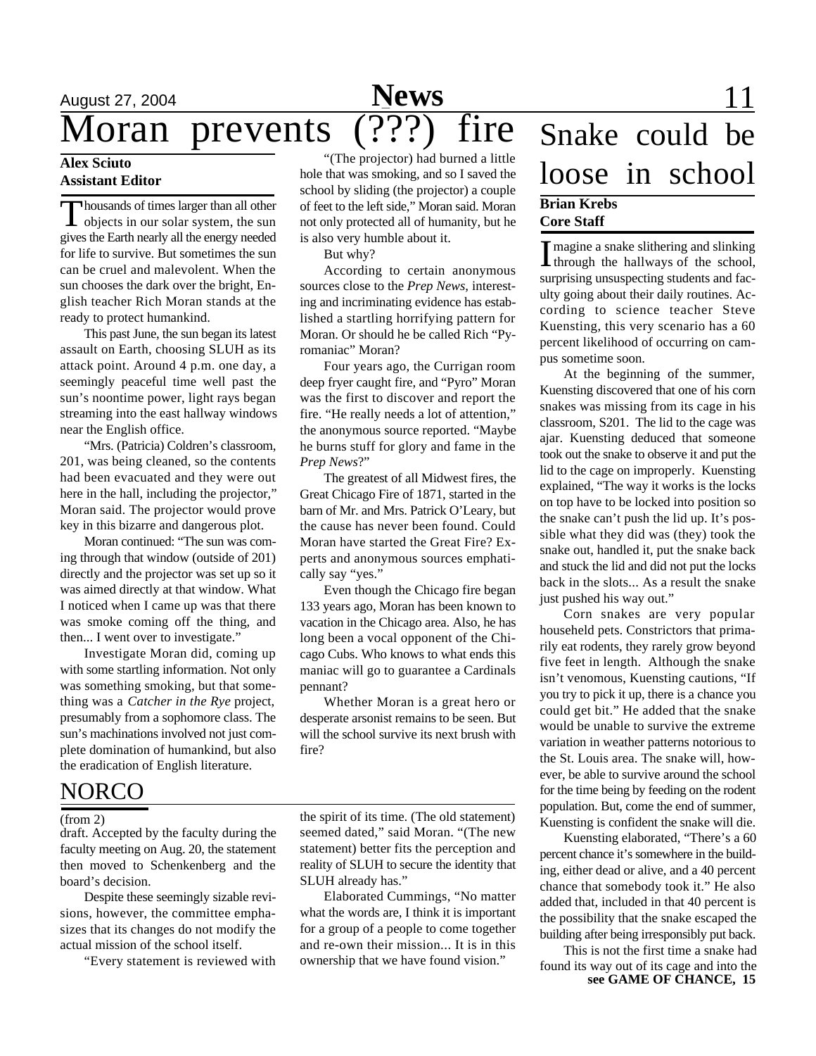# Moran prevents (???) fire

**Alex Sciuto**
**Assistant Editor**

Thousands of times larger than all other objects in our solar system, the sun gives the Earth nearly all the energy needed for life to survive. But sometimes the sun can be cruel and malevolent. When the sun chooses the dark over the bright, English teacher Rich Moran stands at the ready to protect humankind.

This past June, the sun began its latest assault on Earth, choosing SLUH as its attack point. Around 4 p.m. one day, a seemingly peaceful time well past the sun's noontime power, light rays began streaming into the east hallway windows near the English office.

"Mrs. (Patricia) Coldren's classroom, 201, was being cleaned, so the contents had been evacuated and they were out here in the hall, including the projector," Moran said. The projector would prove key in this bizarre and dangerous plot.

Moran continued: "The sun was coming through that window (outside of 201) directly and the projector was set up so it was aimed directly at that window. What I noticed when I came up was that there was smoke coming off the thing, and then... I went over to investigate."

Investigate Moran did, coming up with some startling information. Not only was something smoking, but that something was a *Catcher in the Rye* project, presumably from a sophomore class. The sun's machinations involved not just complete domination of humankind, but also the eradication of English literature.

"(The projector) had burned a little hole that was smoking, and so I saved the school by sliding (the projector) a couple of feet to the left side," Moran said. Moran not only protected all of humanity, but he is also very humble about it.

But why?

According to certain anonymous sources close to the *Prep News*, interesting and incriminating evidence has established a startling horrifying pattern for Moran. Or should he be called Rich "Pyromaniac" Moran?

Four years ago, the Currigan room deep fryer caught fire, and "Pyro" Moran was the first to discover and report the fire. "He really needs a lot of attention," the anonymous source reported. "Maybe he burns stuff for glory and fame in the *Prep News*?"

The greatest of all Midwest fires, the Great Chicago Fire of 1871, started in the barn of Mr. and Mrs. Patrick O'Leary, but the cause has never been found. Could Moran have started the Great Fire? Experts and anonymous sources emphatically say "yes."

Even though the Chicago fire began 133 years ago, Moran has been known to vacation in the Chicago area. Also, he has long been a vocal opponent of the Chicago Cubs. Who knows to what ends this maniac will go to guarantee a Cardinals pennant?

Whether Moran is a great hero or desperate arsonist remains to be seen. But will the school survive its next brush with fire?

## NORCO

(from 2)

draft. Accepted by the faculty during the faculty meeting on Aug. 20, the statement then moved to Schenkenberg and the board's decision.

Despite these seemingly sizable revisions, however, the committee emphasizes that its changes do not modify the actual mission of the school itself.

"Every statement is reviewed with the spirit of its time. (The old statement) seemed dated," said Moran. "(The new statement) better fits the perception and reality of SLUH to secure the identity that SLUH already has."

Elaborated Cummings, "No matter what the words are, I think it is important for a group of a people to come together and re-own their mission... It is in this ownership that we have found vision."

# Snake could be loose in school

**Brian Krebs**
**Core Staff**

Imagine a snake slithering and slinking through the hallways of the school, surprising unsuspecting students and faculty going about their daily routines. According to science teacher Steve Kuensting, this very scenario has a 60 percent likelihood of occurring on campus sometime soon.

At the beginning of the summer, Kuensting discovered that one of his corn snakes was missing from its cage in his classroom, S201. The lid to the cage was ajar. Kuensting deduced that someone took out the snake to observe it and put the lid to the cage on improperly. Kuensting explained, "The way it works is the locks on top have to be locked into position so the snake can't push the lid up. It's possible what they did was (they) took the snake out, handled it, put the snake back and stuck the lid and did not put the locks back in the slots... As a result the snake just pushed his way out."

Corn snakes are very popular householed pets. Constrictors that primarily eat rodents, they rarely grow beyond five feet in length. Although the snake isn't venomous, Kuensting cautions, "If you try to pick it up, there is a chance you could get bit." He added that the snake would be unable to survive the extreme variation in weather patterns notorious to the St. Louis area. The snake will, however, be able to survive around the school for the time being by feeding on the rodent population. But, come the end of summer, Kuensting is confident the snake will die.

Kuensting elaborated, "There's a 60 percent chance it's somewhere in the building, either dead or alive, and a 40 percent chance that somebody took it." He also added that, included in that 40 percent is the possibility that the snake escaped the building after being irresponsibly put back.

This is not the first time a snake had found its way out of its cage and into the

**see GAME OF CHANCE, 15**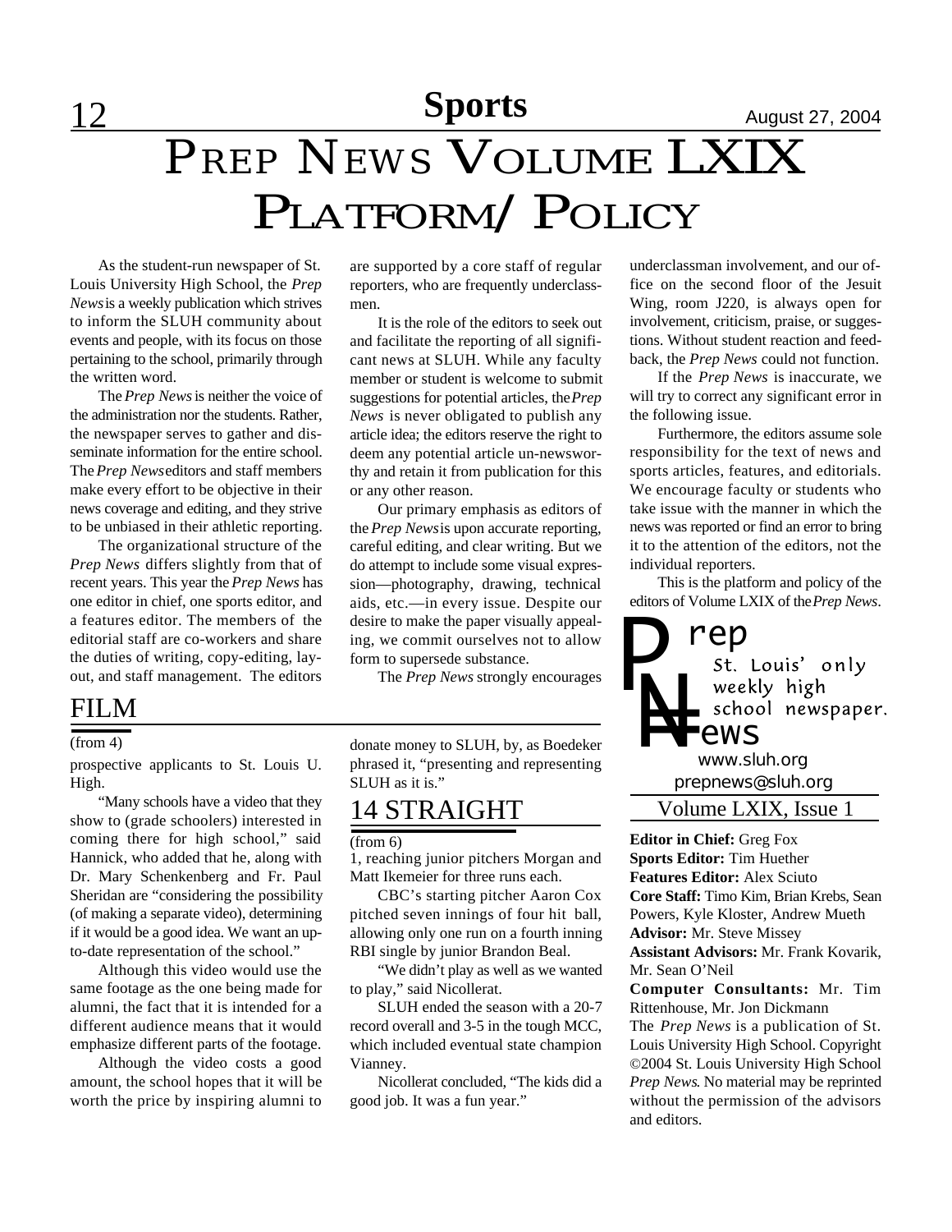# Prep News Volume LXIX Platform/ Policy

As the student-run newspaper of St. Louis University High School, the *Prep News* is a weekly publication which strives to inform the SLUH community about events and people, with its focus on those pertaining to the school, primarily through the written word.

The *Prep News* is neither the voice of the administration nor the students. Rather, the newspaper serves to gather and disseminate information for the entire school. The *Prep News* editors and staff members make every effort to be objective in their news coverage and editing, and they strive to be unbiased in their athletic reporting.

The organizational structure of the *Prep News* differs slightly from that of recent years. This year the *Prep News* has one editor in chief, one sports editor, and a features editor. The members of the editorial staff are co-workers and share the duties of writing, copy-editing, layout, and staff management. The editors are supported by a core staff of regular reporters, who are frequently underclassmen.

It is the role of the editors to seek out and facilitate the reporting of all significant news at SLUH. While any faculty member or student is welcome to submit suggestions for potential articles, the *Prep News* is never obligated to publish any article idea; the editors reserve the right to deem any potential article un-newsworthy and retain it from publication for this or any other reason.

Our primary emphasis as editors of the *Prep News* is upon accurate reporting, careful editing, and clear writing. But we do attempt to include some visual expression—photography, drawing, technical aids, etc.—in every issue. Despite our desire to make the paper visually appealing, we commit ourselves not to allow form to supersede substance.

The *Prep News* strongly encourages underclassman involvement, and our office on the second floor of the Jesuit Wing, room J220, is always open for involvement, criticism, praise, or suggestions. Without student reaction and feedback, the *Prep News* could not function.

If the *Prep News* is inaccurate, we will try to correct any significant error in the following issue.

Furthermore, the editors assume sole responsibility for the text of news and sports articles, features, and editorials. We encourage faculty or students who take issue with the manner in which the news was reported or find an error to bring it to the attention of the editors, not the individual reporters.

This is the platform and policy of the editors of Volume LXIX of the *Prep News*.

## FILM

(from 4)

prospective applicants to St. Louis U. High.

"Many schools have a video that they show to (grade schoolers) interested in coming there for high school," said Hannick, who added that he, along with Dr. Mary Schenkenberg and Fr. Paul Sheridan are "considering the possibility (of making a separate video), determining if it would be a good idea. We want an up-to-date representation of the school."

Although this video would use the same footage as the one being made for alumni, the fact that it is intended for a different audience means that it would emphasize different parts of the footage.

Although the video costs a good amount, the school hopes that it will be worth the price by inspiring alumni to donate money to SLUH, by, as Boedeker phrased it, "presenting and representing SLUH as it is."

## 14 STRAIGHT

(from 6)

1, reaching junior pitchers Morgan and Matt Ikemeier for three runs each.

CBC's starting pitcher Aaron Cox pitched seven innings of four hit ball, allowing only one run on a fourth inning RBI single by junior Brandon Beal.

"We didn't play as well as we wanted to play," said Nicollerat.

SLUH ended the season with a 20-7 record overall and 3-5 in the tough MCC, which included eventual state champion Vianney.

Nicollerat concluded, "The kids did a good job. It was a fun year."

---

**Prep News**
St. Louis' only weekly high school newspaper.
www.sluh.org
prepnews@sluh.org

Volume LXIX, Issue 1

**Editor in Chief:** Greg Fox
**Sports Editor:** Tim Huether
**Features Editor:** Alex Sciuto
**Core Staff:** Timo Kim, Brian Krebs, Sean Powers, Kyle Kloster, Andrew Mueth
**Advisor:** Mr. Steve Missey
**Assistant Advisors:** Mr. Frank Kovarik, Mr. Sean O'Neil
**Computer Consultants:** Mr. Tim Rittenhouse, Mr. Jon Dickmann

The *Prep News* is a publication of St. Louis University High School. Copyright ©2004 St. Louis University High School *Prep News*. No material may be reprinted without the permission of the advisors and editors.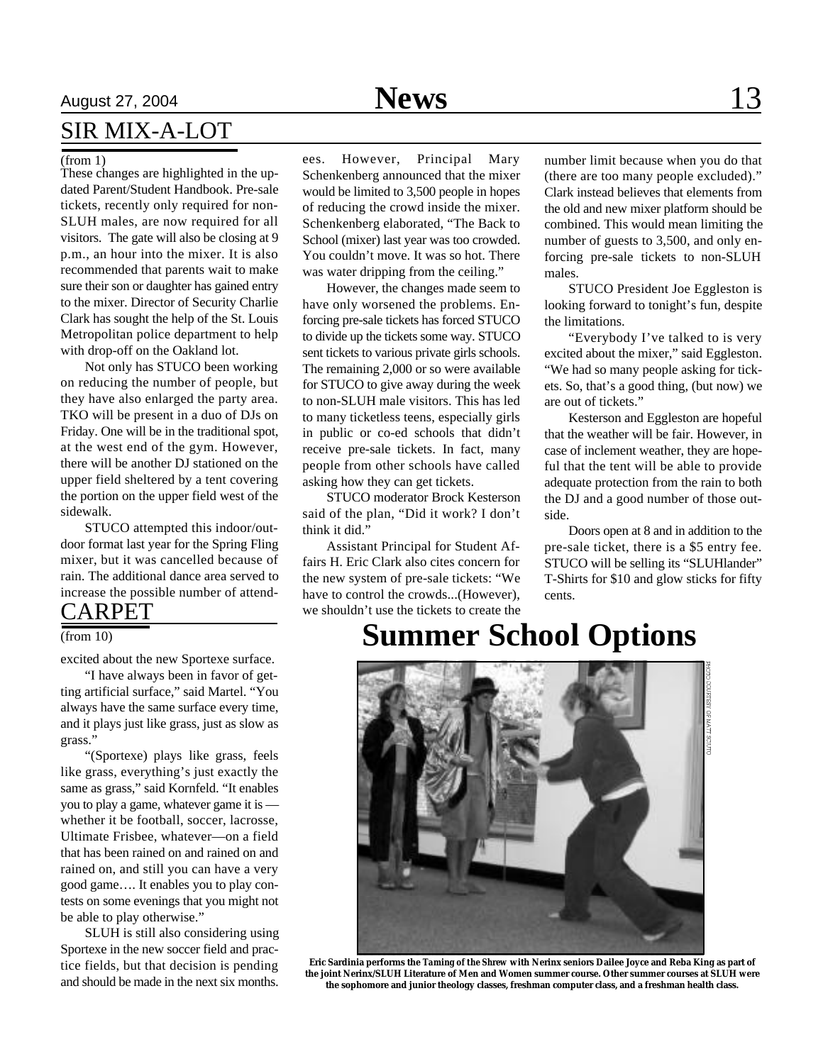## SIR MIX-A-LOT

(from 1)

These changes are highlighted in the updated Parent/Student Handbook. Pre-sale tickets, recently only required for non-SLUH males, are now required for all visitors. The gate will also be closing at 9 p.m., an hour into the mixer. It is also recommended that parents wait to make sure their son or daughter has gained entry to the mixer. Director of Security Charlie Clark has sought the help of the St. Louis Metropolitan police department to help with drop-off on the Oakland lot.

Not only has STUCO been working on reducing the number of people, but they have also enlarged the party area. TKO will be present in a duo of DJs on Friday. One will be in the traditional spot, at the west end of the gym. However, there will be another DJ stationed on the upper field sheltered by a tent covering the portion on the upper field west of the sidewalk.

STUCO attempted this indoor/outdoor format last year for the Spring Fling mixer, but it was cancelled because of rain. The additional dance area served to increase the possible number of attendees. However, Principal Mary Schenkenberg announced that the mixer would be limited to 3,500 people in hopes of reducing the crowd inside the mixer. Schenkenberg elaborated, "The Back to School (mixer) last year was too crowded. You couldn't move. It was so hot. There was water dripping from the ceiling."

However, the changes made seem to have only worsened the problems. Enforcing pre-sale tickets has forced STUCO to divide up the tickets some way. STUCO sent tickets to various private girls schools. The remaining 2,000 or so were available for STUCO to give away during the week to non-SLUH male visitors. This has led to many ticketless teens, especially girls in public or co-ed schools that didn't receive pre-sale tickets. In fact, many people from other schools have called asking how they can get tickets.

STUCO moderator Brock Kesterson said of the plan, "Did it work? I don't think it did."

Assistant Principal for Student Affairs H. Eric Clark also cites concern for the new system of pre-sale tickets: "We have to control the crowds...(However), we shouldn't use the tickets to create the number limit because when you do that (there are too many people excluded)." Clark instead believes that elements from the old and new mixer platform should be combined. This would mean limiting the number of guests to 3,500, and only enforcing pre-sale tickets to non-SLUH males.

STUCO President Joe Eggleston is looking forward to tonight's fun, despite the limitations.

"Everybody I've talked to is very excited about the mixer," said Eggleston. "We had so many people asking for tickets. So, that's a good thing, (but now) we are out of tickets."

Kesterson and Eggleston are hopeful that the weather will be fair. However, in case of inclement weather, they are hopeful that the tent will be able to provide adequate protection from the rain to both the DJ and a good number of those outside.

Doors open at 8 and in addition to the pre-sale ticket, there is a $5 entry fee. STUCO will be selling its "SLUHlander" T-Shirts for $10 and glow sticks for fifty cents.

## CARPET

(from 10)

excited about the new Sportexe surface.

"I have always been in favor of getting artificial surface," said Martel. "You always have the same surface every time, and it plays just like grass, just as slow as grass."

"(Sportexe) plays like grass, feels like grass, everything's just exactly the same as grass," said Kornfeld. "It enables you to play a game, whatever game it is — whether it be football, soccer, lacrosse, Ultimate Frisbee, whatever—on a field that has been rained on and rained on and rained on, and still you can have a very good game…. It enables you to play contests on some evenings that you might not be able to play otherwise."

SLUH is still also considering using Sportexe in the new soccer field and practice fields, but that decision is pending and should be made in the next six months.

# Summer School Options

PHOTO COURTESY OF MATT SCIUTO

**Eric Sardinia performs the Taming of the Shrew with Nerinx seniors Dailee Joyce and Reba King as part of the joint Nerinx/SLUH Literature of Men and Women summer course. Other summer courses at SLUH were the sophomore and junior theology classes, freshman computer class, and a freshman health class.**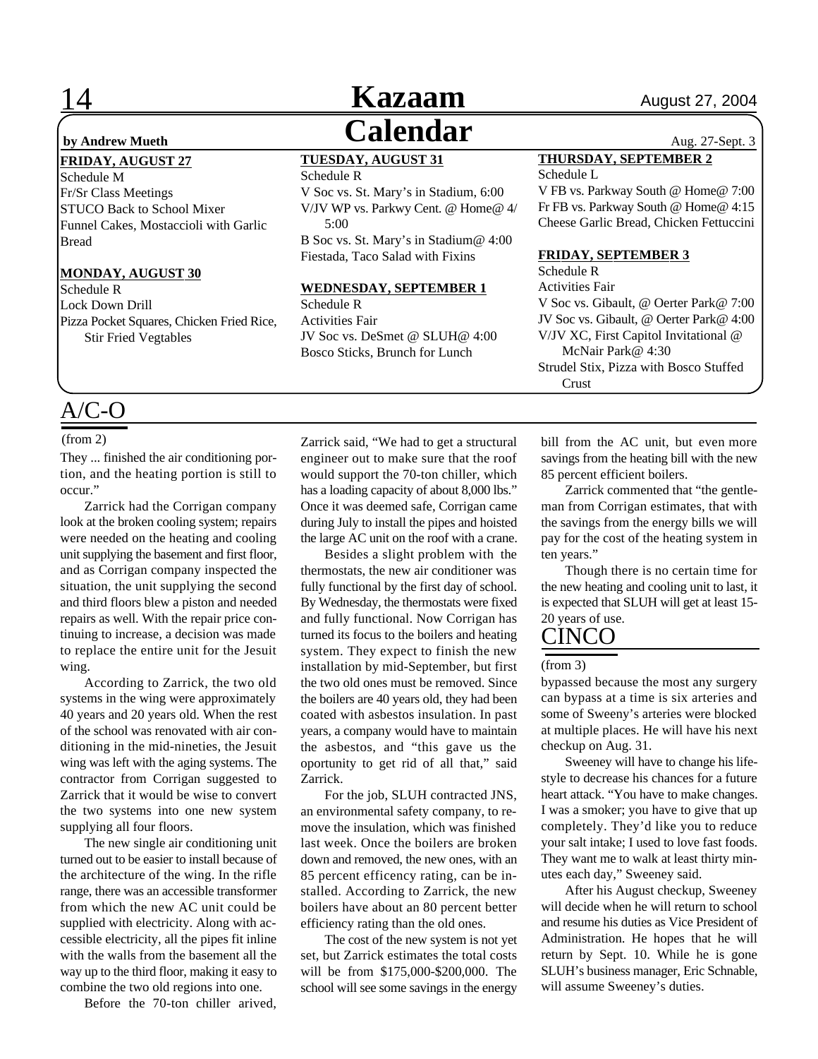# Kazaam Calendar

**by Andrew Mueth**

Aug. 27-Sept. 3

**FRIDAY, AUGUST 27**
Schedule M
Fr/Sr Class Meetings
STUCO Back to School Mixer
Funnel Cakes, Mostaccioli with Garlic Bread

**MONDAY, AUGUST 30**
Schedule R
Lock Down Drill
Pizza Pocket Squares, Chicken Fried Rice, Stir Fried Vegtables

**TUESDAY, AUGUST 31**
Schedule R
V Soc vs. St. Mary's in Stadium, 6:00
V/JV WP vs. Parkwy Cent. @ Home@ 4/5:00
B Soc vs. St. Mary's in Stadium@ 4:00
Fiestada, Taco Salad with Fixins

**WEDNESDAY, SEPTEMBER 1**
Schedule R
Activities Fair
JV Soc vs. DeSmet @ SLUH@ 4:00
Bosco Sticks, Brunch for Lunch

**THURSDAY, SEPTEMBER 2**
Schedule L
V FB vs. Parkway South @ Home@ 7:00
Fr FB vs. Parkway South @ Home@ 4:15
Cheese Garlic Bread, Chicken Fettuccini

**FRIDAY, SEPTEMBER 3**
Schedule R
Activities Fair
V Soc vs. Gibault, @ Oerter Park@ 7:00
JV Soc vs. Gibault, @ Oerter Park@ 4:00
V/JV XC, First Capitol Invitational @ McNair Park@ 4:30
Strudel Stix, Pizza with Bosco Stuffed Crust

## A/C-O

(from 2)

They ... finished the air conditioning portion, and the heating portion is still to occur."

Zarrick had the Corrigan company look at the broken cooling system; repairs were needed on the heating and cooling unit supplying the basement and first floor, and as Corrigan company inspected the situation, the unit supplying the second and third floors blew a piston and needed repairs as well. With the repair price continuing to increase, a decision was made to replace the entire unit for the Jesuit wing.

According to Zarrick, the two old systems in the wing were approximately 40 years and 20 years old. When the rest of the school was renovated with air conditioning in the mid-nineties, the Jesuit wing was left with the aging systems. The contractor from Corrigan suggested to Zarrick that it would be wise to convert the two systems into one new system supplying all four floors.

The new single air conditioning unit turned out to be easier to install because of the architecture of the wing. In the rifle range, there was an accessible transformer from which the new AC unit could be supplied with electricity. Along with accessible electricity, all the pipes fit inline with the walls from the basement all the way up to the third floor, making it easy to combine the two old regions into one.

Before the 70-ton chiller arived, Zarrick said, "We had to get a structural engineer out to make sure that the roof would support the 70-ton chiller, which has a loading capacity of about 8,000 lbs." Once it was deemed safe, Corrigan came during July to install the pipes and hoisted the large AC unit on the roof with a crane.

Besides a slight problem with the thermostats, the new air conditioner was fully functional by the first day of school. By Wednesday, the thermostats were fixed and fully functional. Now Corrigan has turned its focus to the boilers and heating system. They expect to finish the new installation by mid-September, but first the two old ones must be removed. Since the boilers are 40 years old, they had been coated with asbestos insulation. In past years, a company would have to maintain the asbestos, and "this gave us the oportunity to get rid of all that," said Zarrick.

For the job, SLUH contracted JNS, an environmental safety company, to remove the insulation, which was finished last week. Once the boilers are broken down and removed, the new ones, with an 85 percent efficency rating, can be installed. According to Zarrick, the new boilers have about an 80 percent better efficiency rating than the old ones.

The cost of the new system is not yet set, but Zarrick estimates the total costs will be from $175,000-$200,000. The school will see some savings in the energy bill from the AC unit, but even more savings from the heating bill with the new 85 percent efficient boilers.

Zarrick commented that "the gentleman from Corrigan estimates, that with the savings from the energy bills we will pay for the cost of the heating system in ten years."

Though there is no certain time for the new heating and cooling unit to last, it is expected that SLUH will get at least 15-20 years of use.

## CINCO

(from 3)

bypassed because the most any surgery can bypass at a time is six arteries and some of Sweeny's arteries were blocked at multiple places. He will have his next checkup on Aug. 31.

Sweeney will have to change his lifestyle to decrease his chances for a future heart attack. "You have to make changes. I was a smoker; you have to give that up completely. They'd like you to reduce your salt intake; I used to love fast foods. They want me to walk at least thirty minutes each day," Sweeney said.

After his August checkup, Sweeney will decide when he will return to school and resume his duties as Vice President of Administration. He hopes that he will return by Sept. 10. While he is gone SLUH's business manager, Eric Schnable, will assume Sweeney's duties.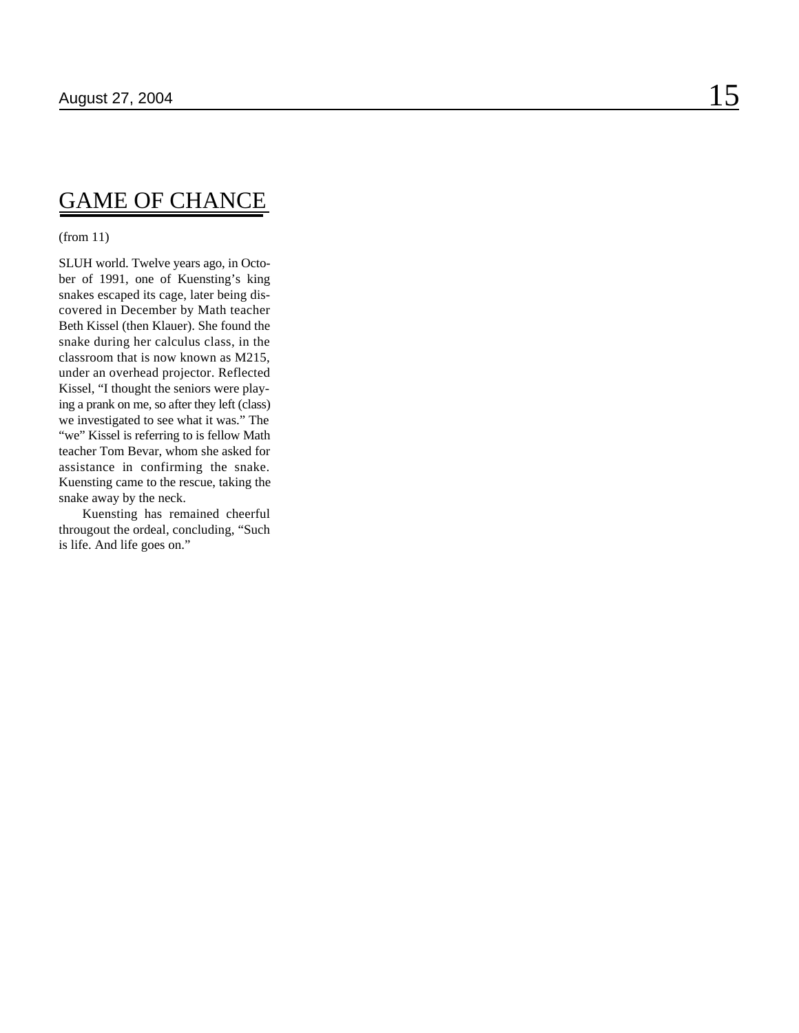## GAME OF CHANCE

(from 11)

SLUH world. Twelve years ago, in October of 1991, one of Kuensting's king snakes escaped its cage, later being discovered in December by Math teacher Beth Kissel (then Klauer). She found the snake during her calculus class, in the classroom that is now known as M215, under an overhead projector. Reflected Kissel, "I thought the seniors were playing a prank on me, so after they left (class) we investigated to see what it was." The "we" Kissel is referring to is fellow Math teacher Tom Bevar, whom she asked for assistance in confirming the snake. Kuensting came to the rescue, taking the snake away by the neck.

Kuensting has remained cheerful througout the ordeal, concluding, "Such is life. And life goes on."